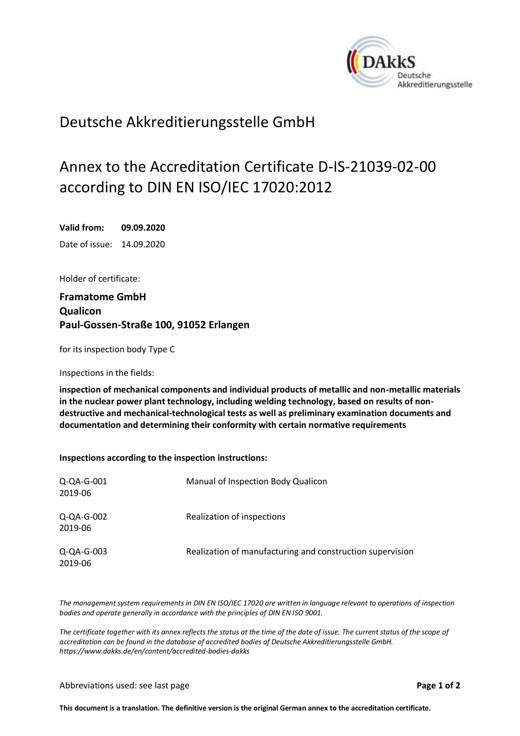# Deutsche Akkreditierungsstelle GmbH

## Annex to the Accreditation Certificate D-IS-21039-02-00 according to DIN EN ISO/IEC 17020:2012

**Valid from: 09.09.2020**

Date of issue: 14.09.2020

Holder of certificate:

**Framatome GmbH**
**Qualicon**
**Paul-Gossen-Straße 100, 91052 Erlangen**

for its inspection body Type C

Inspections in the fields:

**inspection of mechanical components and individual products of metallic and non-metallic materials in the nuclear power plant technology, including welding technology, based on results of non-destructive and mechanical-technological tests as well as preliminary examination documents and documentation and determining their conformity with certain normative requirements**

**Inspections according to the inspection instructions:**

| | |
|---|---|
| Q-QA-G-001 2019-06 | Manual of Inspection Body Qualicon |
| Q-QA-G-002 2019-06 | Realization of inspections |
| Q-QA-G-003 2019-06 | Realization of manufacturing and construction supervision |

*The management system requirements in DIN EN ISO/IEC 17020 are written in language relevant to operations of inspection bodies and operate generally in accordance with the principles of DIN EN ISO 9001.*

*The certificate together with its annex reflects the status at the time of the date of issue. The current status of the scope of accreditation can be found in the database of accredited bodies of Deutsche Akkreditierungsstelle GmbH. https://www.dakks.de/en/content/accredited-bodies-dakks*

Abbreviations used: see last page

**This document is a translation. The definitive version is the original German annex to the accreditation certificate.**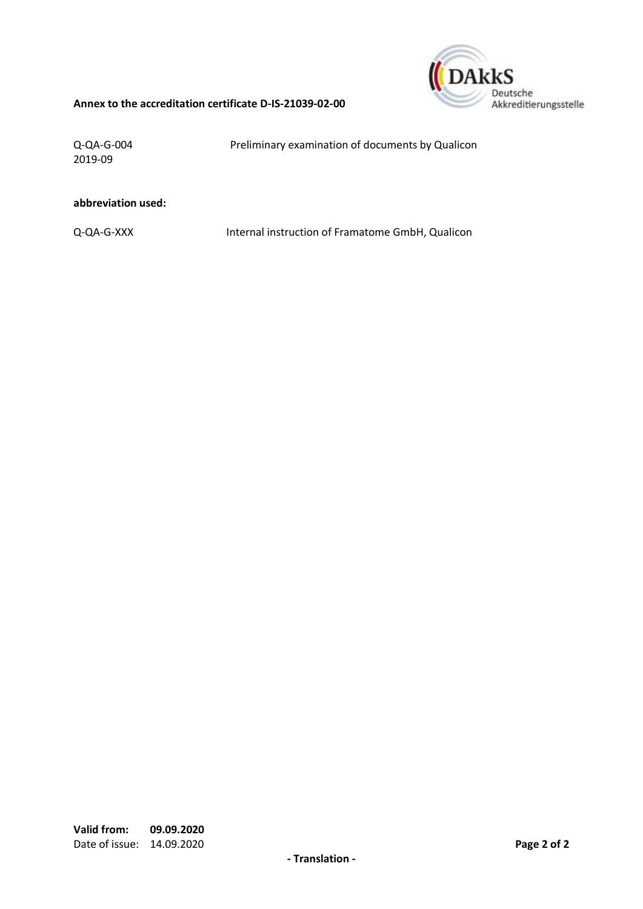Q-QA-G-004 2019-09 | Preliminary examination of documents by Qualicon

**abbreviation used:**

Q-QA-G-XXX | Internal instruction of Framatome GmbH, Qualicon

**Valid from:** **09.09.2020**
Date of issue: 14.09.2020

**- Translation -**